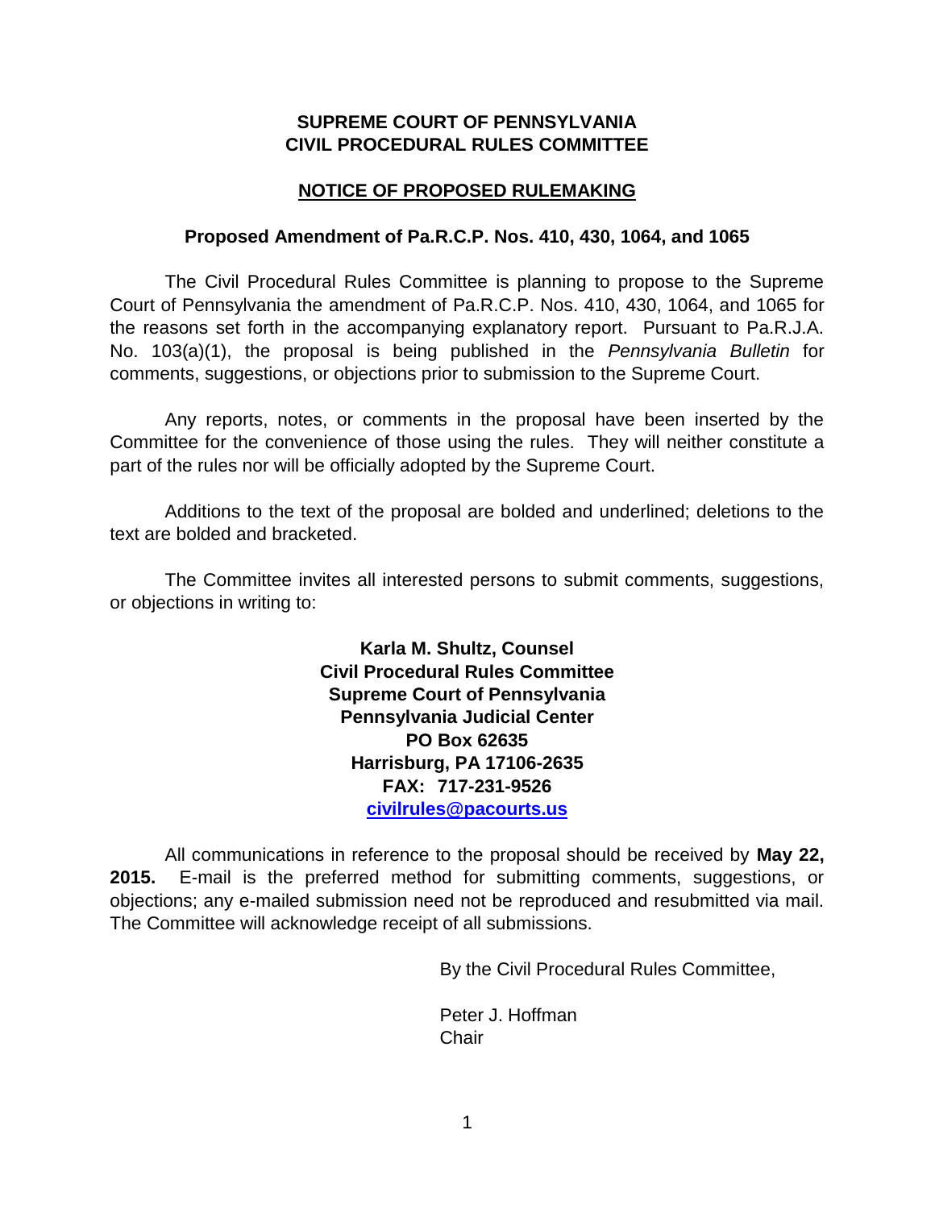**SUPREME COURT OF PENNSYLVANIA**
**CIVIL PROCEDURAL RULES COMMITTEE**

**NOTICE OF PROPOSED RULEMAKING**

**Proposed Amendment of Pa.R.C.P. Nos. 410, 430, 1064, and 1065**

The Civil Procedural Rules Committee is planning to propose to the Supreme Court of Pennsylvania the amendment of Pa.R.C.P. Nos. 410, 430, 1064, and 1065 for the reasons set forth in the accompanying explanatory report. Pursuant to Pa.R.J.A. No. 103(a)(1), the proposal is being published in the *Pennsylvania Bulletin* for comments, suggestions, or objections prior to submission to the Supreme Court.

Any reports, notes, or comments in the proposal have been inserted by the Committee for the convenience of those using the rules. They will neither constitute a part of the rules nor will be officially adopted by the Supreme Court.

Additions to the text of the proposal are bolded and underlined; deletions to the text are bolded and bracketed.

The Committee invites all interested persons to submit comments, suggestions, or objections in writing to:

**Karla M. Shultz, Counsel**
**Civil Procedural Rules Committee**
**Supreme Court of Pennsylvania**
**Pennsylvania Judicial Center**
**PO Box 62635**
**Harrisburg, PA 17106-2635**
**FAX: 717-231-9526**
**civilrules@pacourts.us**

All communications in reference to the proposal should be received by **May 22, 2015.** E-mail is the preferred method for submitting comments, suggestions, or objections; any e-mailed submission need not be reproduced and resubmitted via mail. The Committee will acknowledge receipt of all submissions.

By the Civil Procedural Rules Committee,

Peter J. Hoffman
Chair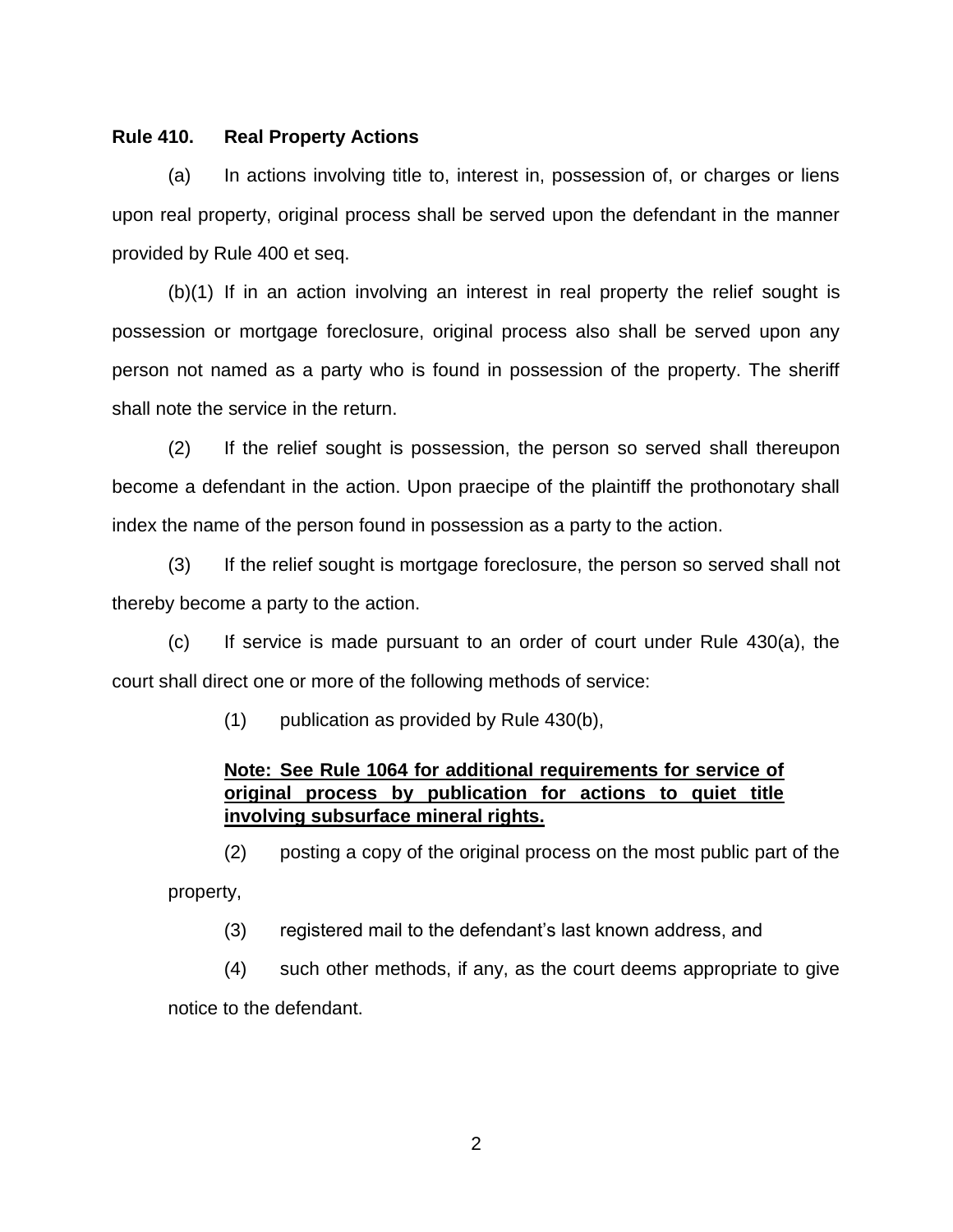**Rule 410. Real Property Actions**

(a) In actions involving title to, interest in, possession of, or charges or liens upon real property, original process shall be served upon the defendant in the manner provided by Rule 400 et seq.

(b)(1) If in an action involving an interest in real property the relief sought is possession or mortgage foreclosure, original process also shall be served upon any person not named as a party who is found in possession of the property. The sheriff shall note the service in the return.

(2) If the relief sought is possession, the person so served shall thereupon become a defendant in the action. Upon praecipe of the plaintiff the prothonotary shall index the name of the person found in possession as a party to the action.

(3) If the relief sought is mortgage foreclosure, the person so served shall not thereby become a party to the action.

(c) If service is made pursuant to an order of court under Rule 430(a), the court shall direct one or more of the following methods of service:

(1) publication as provided by Rule 430(b),

<u>**Note: See Rule 1064 for additional requirements for service of original process by publication for actions to quiet title involving subsurface mineral rights.**</u>

(2) posting a copy of the original process on the most public part of the property,

(3) registered mail to the defendant's last known address, and

(4) such other methods, if any, as the court deems appropriate to give notice to the defendant.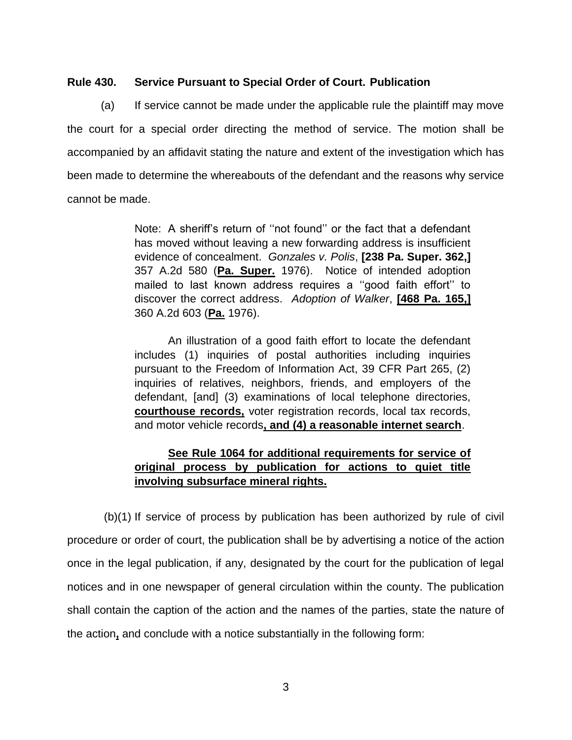**Rule 430. Service Pursuant to Special Order of Court. Publication**

(a) If service cannot be made under the applicable rule the plaintiff may move the court for a special order directing the method of service. The motion shall be accompanied by an affidavit stating the nature and extent of the investigation which has been made to determine the whereabouts of the defendant and the reasons why service cannot be made.

> Note: A sheriff's return of ''not found'' or the fact that a defendant has moved without leaving a new forwarding address is insufficient evidence of concealment. *Gonzales v. Polis*, **[238 Pa. Super. 362,]** 357 A.2d 580 (<u>**Pa. Super.**</u> 1976). Notice of intended adoption mailed to last known address requires a ''good faith effort'' to discover the correct address. *Adoption of Walker*, <u>**[468 Pa. 165,]**</u> 360 A.2d 603 (<u>**Pa.**</u> 1976).
>
> An illustration of a good faith effort to locate the defendant includes (1) inquiries of postal authorities including inquiries pursuant to the Freedom of Information Act, 39 CFR Part 265, (2) inquiries of relatives, neighbors, friends, and employers of the defendant, [and] (3) examinations of local telephone directories, <u>**courthouse records,**</u> voter registration records, local tax records, and motor vehicle records<u>**, and (4) a reasonable internet search**</u>.
>
> <u>**See Rule 1064 for additional requirements for service of original process by publication for actions to quiet title involving subsurface mineral rights.**</u>

(b)(1) If service of process by publication has been authorized by rule of civil procedure or order of court, the publication shall be by advertising a notice of the action once in the legal publication, if any, designated by the court for the publication of legal notices and in one newspaper of general circulation within the county. The publication shall contain the caption of the action and the names of the parties, state the nature of the action<u>**,**</u> and conclude with a notice substantially in the following form: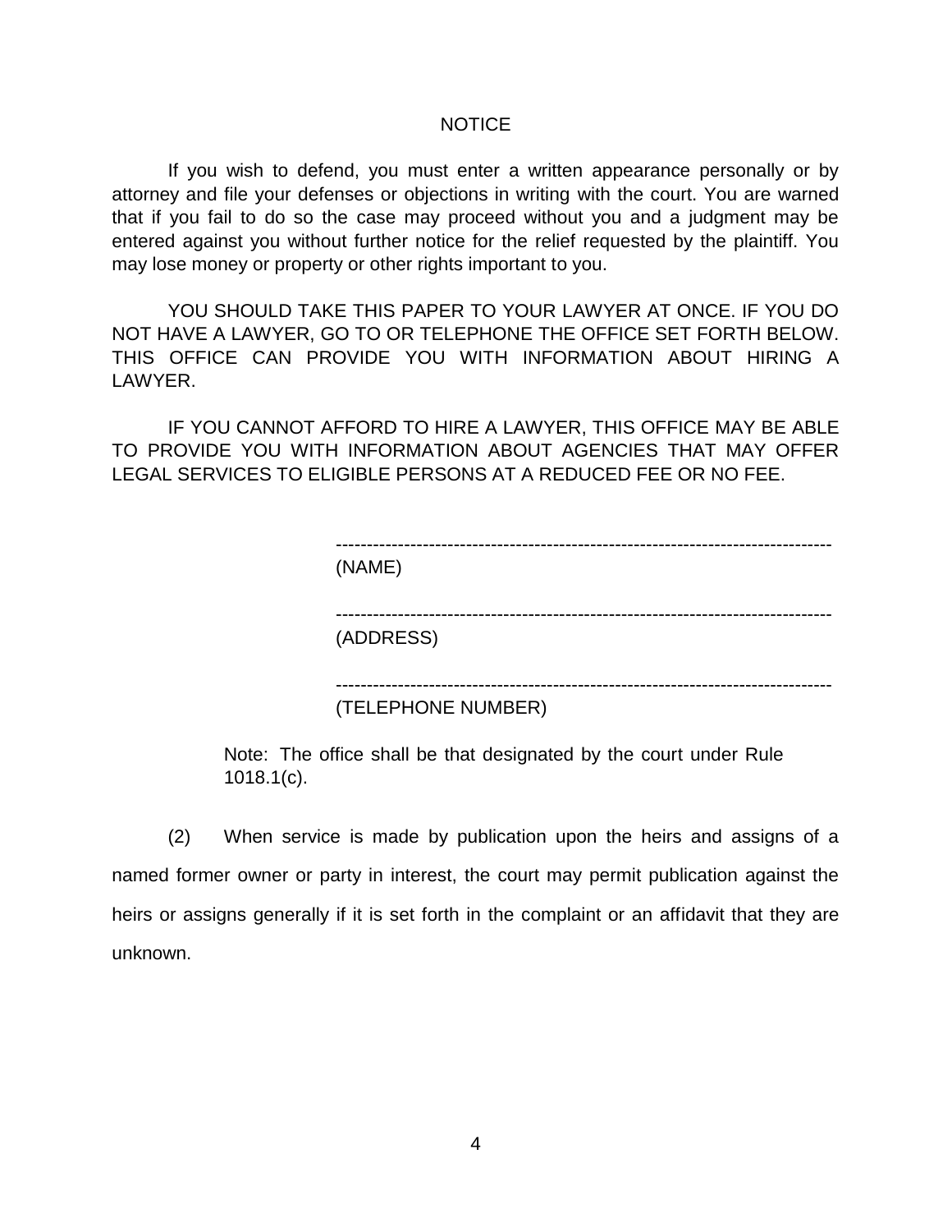NOTICE

If you wish to defend, you must enter a written appearance personally or by attorney and file your defenses or objections in writing with the court. You are warned that if you fail to do so the case may proceed without you and a judgment may be entered against you without further notice for the relief requested by the plaintiff. You may lose money or property or other rights important to you.

YOU SHOULD TAKE THIS PAPER TO YOUR LAWYER AT ONCE. IF YOU DO NOT HAVE A LAWYER, GO TO OR TELEPHONE THE OFFICE SET FORTH BELOW. THIS OFFICE CAN PROVIDE YOU WITH INFORMATION ABOUT HIRING A LAWYER.

IF YOU CANNOT AFFORD TO HIRE A LAWYER, THIS OFFICE MAY BE ABLE TO PROVIDE YOU WITH INFORMATION ABOUT AGENCIES THAT MAY OFFER LEGAL SERVICES TO ELIGIBLE PERSONS AT A REDUCED FEE OR NO FEE.

--------------------------------------------------------------------------------
(NAME)

--------------------------------------------------------------------------------
(ADDRESS)

--------------------------------------------------------------------------------
(TELEPHONE NUMBER)

Note: The office shall be that designated by the court under Rule 1018.1(c).

(2) When service is made by publication upon the heirs and assigns of a named former owner or party in interest, the court may permit publication against the heirs or assigns generally if it is set forth in the complaint or an affidavit that they are unknown.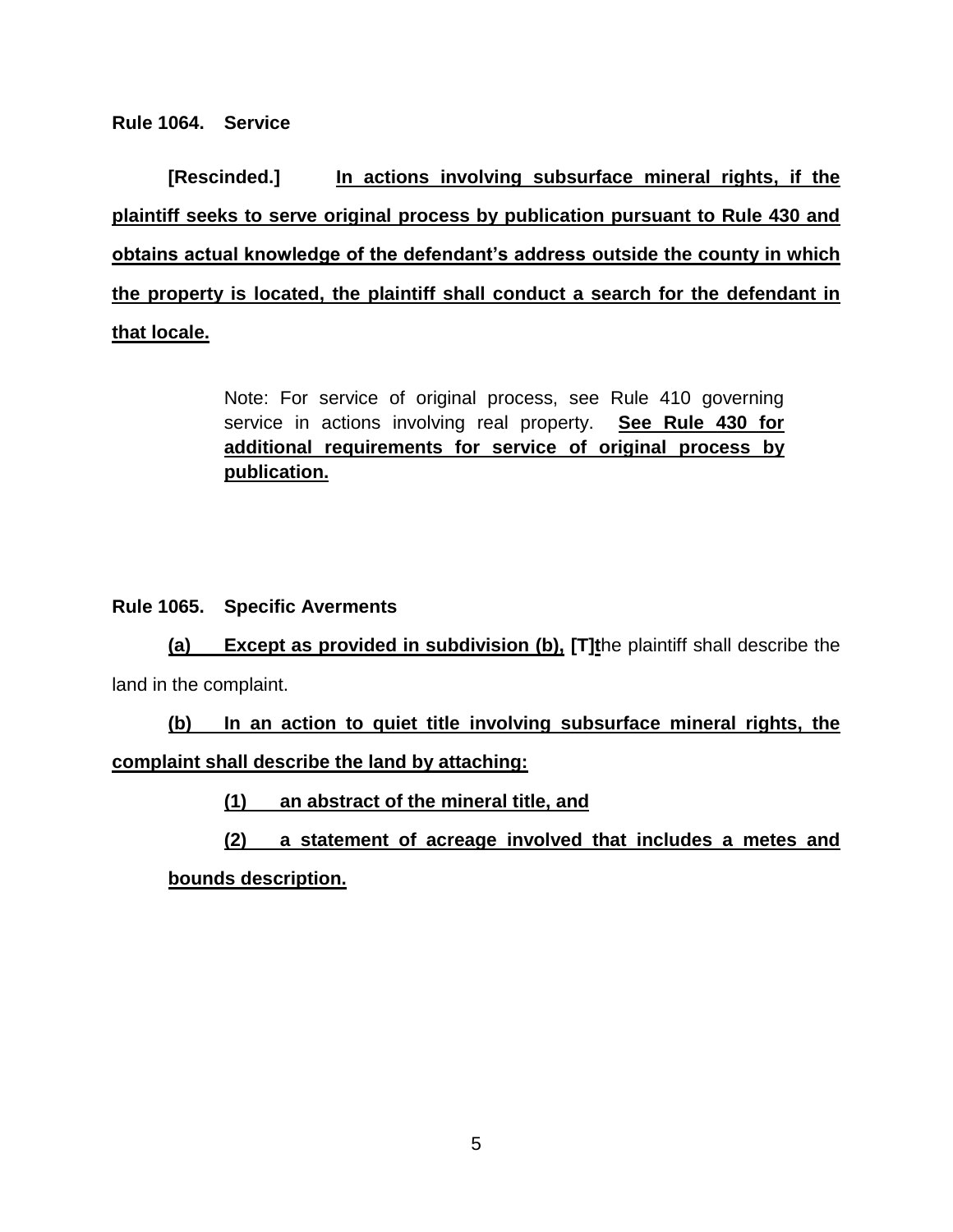**Rule 1064. Service**

**[Rescinded.]** **In actions involving subsurface mineral rights, if the plaintiff seeks to serve original process by publication pursuant to Rule 430 and obtains actual knowledge of the defendant's address outside the county in which the property is located, the plaintiff shall conduct a search for the defendant in that locale.**

> Note: For service of original process, see Rule 410 governing service in actions involving real property. **See Rule 430 for additional requirements for service of original process by publication.**

**Rule 1065. Specific Averments**

**(a) Except as provided in subdivision (b),** **[T]t**he plaintiff shall describe the land in the complaint.

**(b) In an action to quiet title involving subsurface mineral rights, the complaint shall describe the land by attaching:**

**(1) an abstract of the mineral title, and**

**(2) a statement of acreage involved that includes a metes and bounds description.**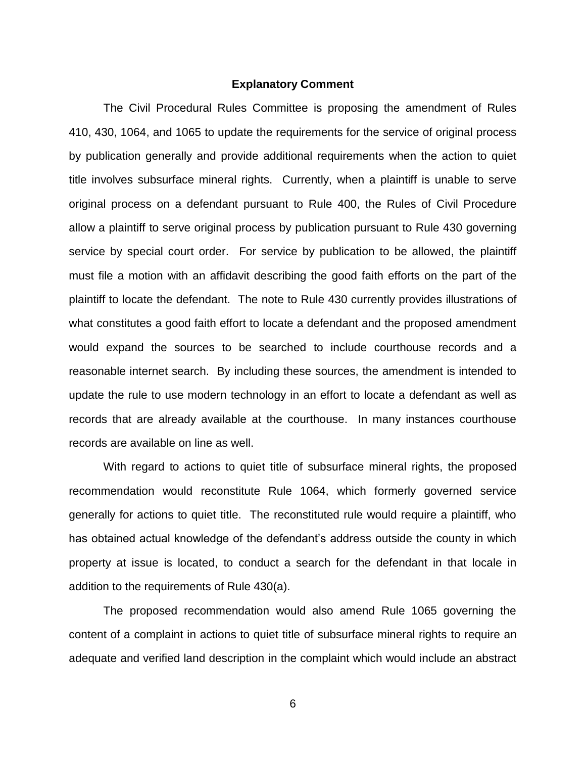## Explanatory Comment

The Civil Procedural Rules Committee is proposing the amendment of Rules 410, 430, 1064, and 1065 to update the requirements for the service of original process by publication generally and provide additional requirements when the action to quiet title involves subsurface mineral rights. Currently, when a plaintiff is unable to serve original process on a defendant pursuant to Rule 400, the Rules of Civil Procedure allow a plaintiff to serve original process by publication pursuant to Rule 430 governing service by special court order. For service by publication to be allowed, the plaintiff must file a motion with an affidavit describing the good faith efforts on the part of the plaintiff to locate the defendant. The note to Rule 430 currently provides illustrations of what constitutes a good faith effort to locate a defendant and the proposed amendment would expand the sources to be searched to include courthouse records and a reasonable internet search. By including these sources, the amendment is intended to update the rule to use modern technology in an effort to locate a defendant as well as records that are already available at the courthouse. In many instances courthouse records are available on line as well.

With regard to actions to quiet title of subsurface mineral rights, the proposed recommendation would reconstitute Rule 1064, which formerly governed service generally for actions to quiet title. The reconstituted rule would require a plaintiff, who has obtained actual knowledge of the defendant's address outside the county in which property at issue is located, to conduct a search for the defendant in that locale in addition to the requirements of Rule 430(a).

The proposed recommendation would also amend Rule 1065 governing the content of a complaint in actions to quiet title of subsurface mineral rights to require an adequate and verified land description in the complaint which would include an abstract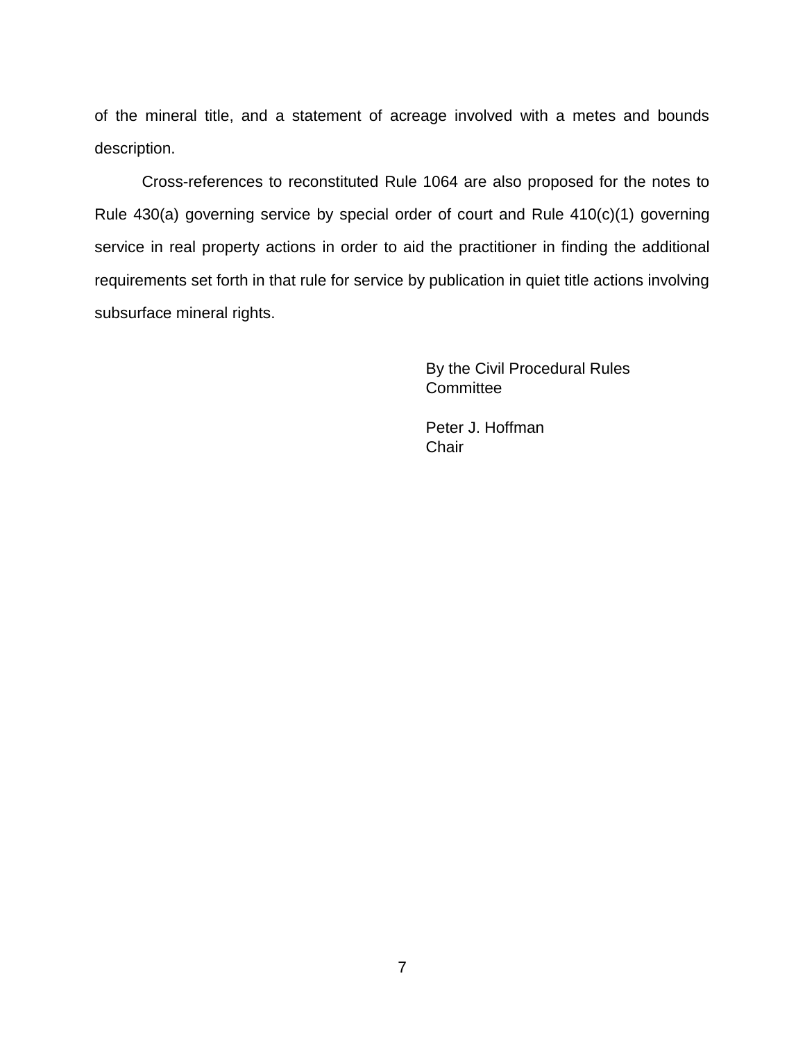of the mineral title, and a statement of acreage involved with a metes and bounds description.

Cross-references to reconstituted Rule 1064 are also proposed for the notes to Rule 430(a) governing service by special order of court and Rule 410(c)(1) governing service in real property actions in order to aid the practitioner in finding the additional requirements set forth in that rule for service by publication in quiet title actions involving subsurface mineral rights.

By the Civil Procedural Rules Committee

Peter J. Hoffman
Chair